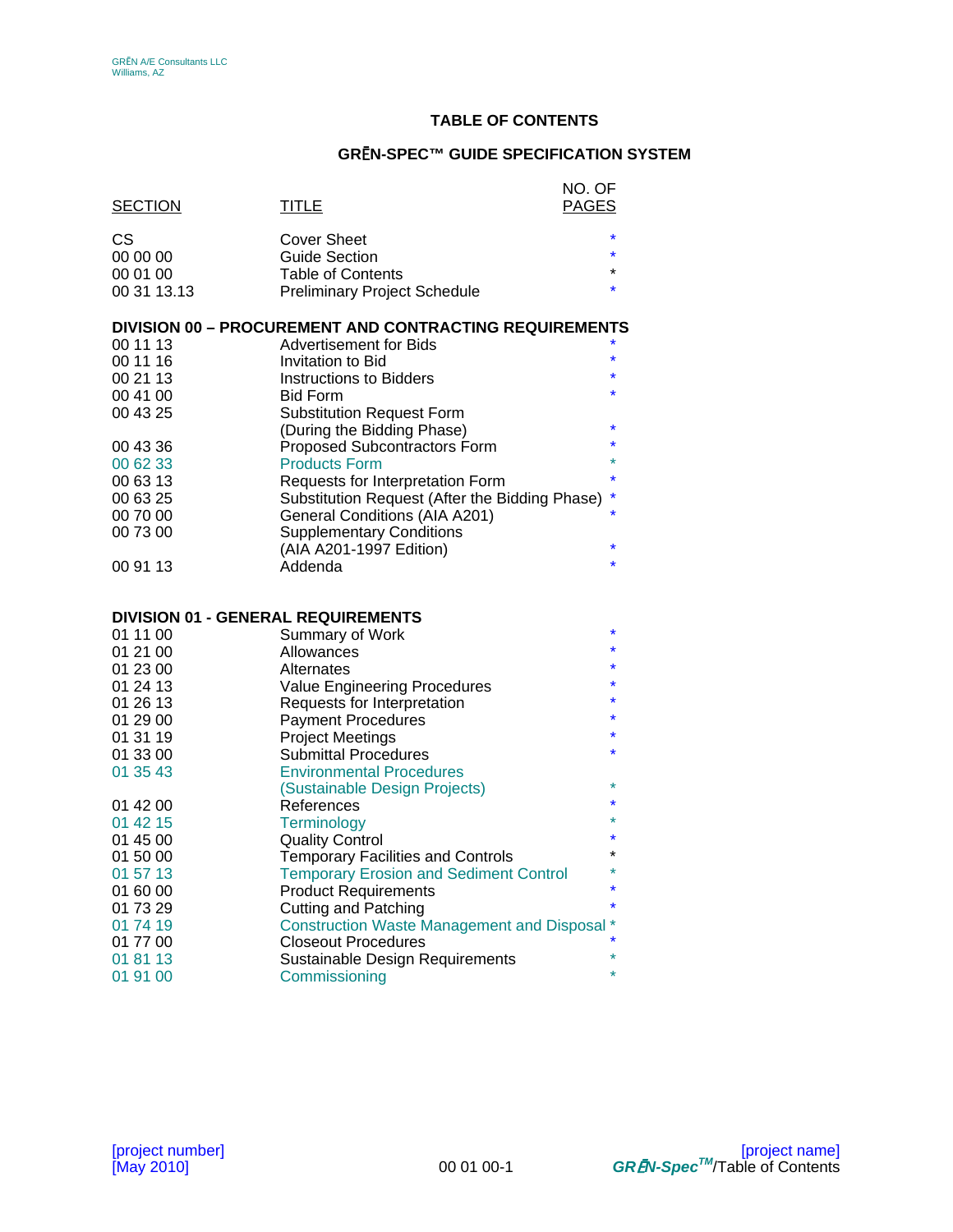GRĒN A/E Consultants LLC
Williams, AZ

# TABLE OF CONTENTS

## GRĒN-SPEC™ GUIDE SPECIFICATION SYSTEM

| SECTION | TITLE | NO. OF PAGES |
|---|---|---|
| CS | Cover Sheet | * |
| 00 00 00 | Guide Section | * |
| 00 01 00 | Table of Contents | * |
| 00 31 13.13 | Preliminary Project Schedule | * |
| **DIVISION 00 – PROCUREMENT AND CONTRACTING REQUIREMENTS** | | |
| 00 11 13 | Advertisement for Bids | * |
| 00 11 16 | Invitation to Bid | * |
| 00 21 13 | Instructions to Bidders | * |
| 00 41 00 | Bid Form | * |
| 00 43 25 | Substitution Request Form (During the Bidding Phase) | * |
| 00 43 36 | Proposed Subcontractors Form | * |
| 00 62 33 | Products Form | * |
| 00 63 13 | Requests for Interpretation Form | * |
| 00 63 25 | Substitution Request (After the Bidding Phase) | * |
| 00 70 00 | General Conditions (AIA A201) | * |
| 00 73 00 | Supplementary Conditions (AIA A201-1997 Edition) | * |
| 00 91 13 | Addenda | * |
| **DIVISION 01 - GENERAL REQUIREMENTS** | | |
| 01 11 00 | Summary of Work | * |
| 01 21 00 | Allowances | * |
| 01 23 00 | Alternates | * |
| 01 24 13 | Value Engineering Procedures | * |
| 01 26 13 | Requests for Interpretation | * |
| 01 29 00 | Payment Procedures | * |
| 01 31 19 | Project Meetings | * |
| 01 33 00 | Submittal Procedures | * |
| 01 35 43 | Environmental Procedures (Sustainable Design Projects) | * |
| 01 42 00 | References | * |
| 01 42 15 | Terminology | * |
| 01 45 00 | Quality Control | * |
| 01 50 00 | Temporary Facilities and Controls | * |
| 01 57 13 | Temporary Erosion and Sediment Control | * |
| 01 60 00 | Product Requirements | * |
| 01 73 29 | Cutting and Patching | * |
| 01 74 19 | Construction Waste Management and Disposal | * |
| 01 77 00 | Closeout Procedures | * |
| 01 81 13 | Sustainable Design Requirements | * |
| 01 91 00 | Commissioning | * |

[project number]
[May 2010]
00 01 00-1
[project name]
*GRĒN-Spec™*/Table of Contents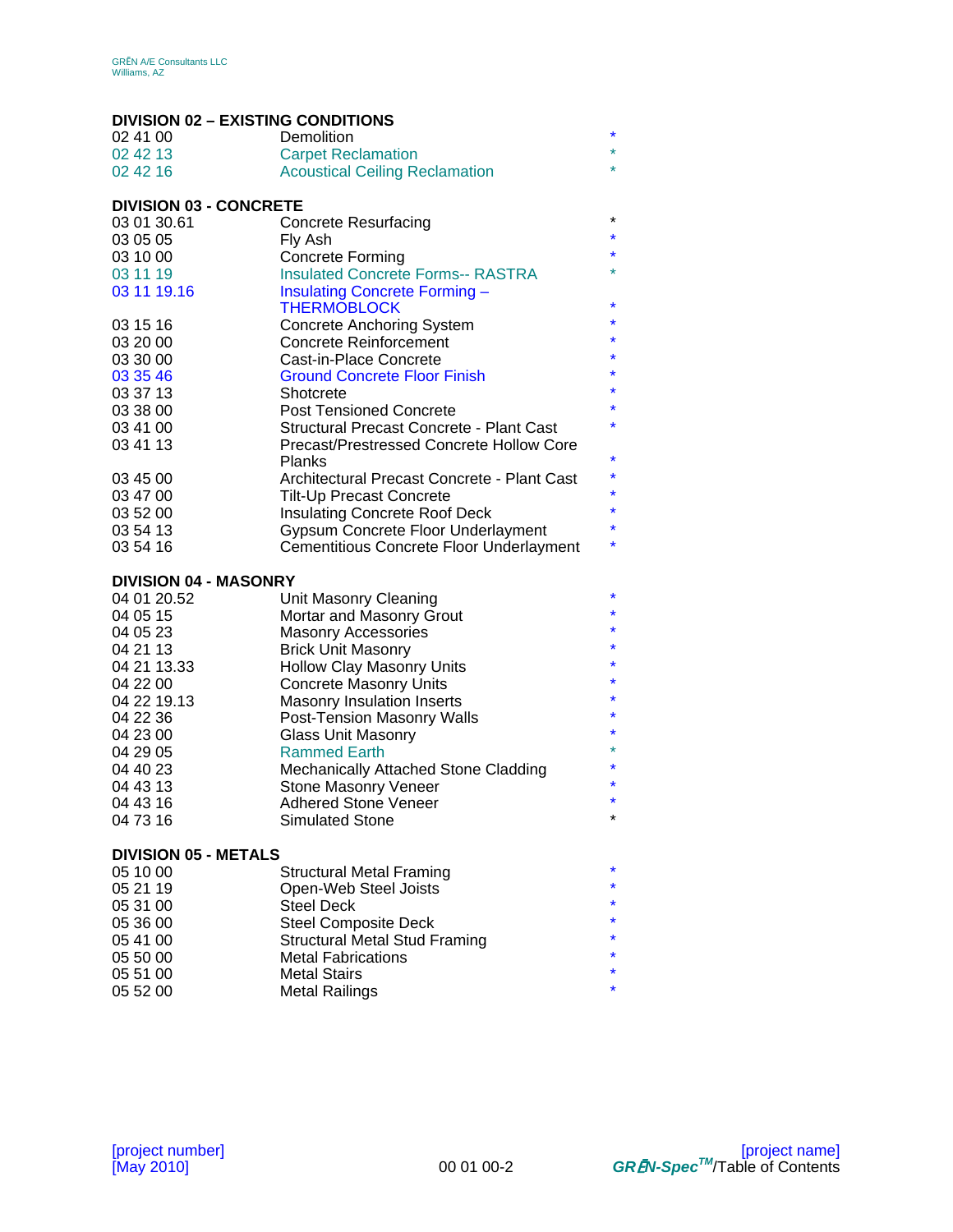## DIVISION 02 – EXISTING CONDITIONS

| | | |
|---|---|---|
| 02 41 00 | Demolition | * |
| 02 42 13 | Carpet Reclamation | * |
| 02 42 16 | Acoustical Ceiling Reclamation | * |

## DIVISION 03 - CONCRETE

| | | |
|---|---|---|
| 03 01 30.61 | Concrete Resurfacing | * |
| 03 05 05 | Fly Ash | * |
| 03 10 00 | Concrete Forming | * |
| 03 11 19 | Insulated Concrete Forms-- RASTRA | * |
| 03 11 19.16 | Insulating Concrete Forming – THERMOBLOCK | * |
| 03 15 16 | Concrete Anchoring System | * |
| 03 20 00 | Concrete Reinforcement | * |
| 03 30 00 | Cast-in-Place Concrete | * |
| 03 35 46 | Ground Concrete Floor Finish | * |
| 03 37 13 | Shotcrete | * |
| 03 38 00 | Post Tensioned Concrete | * |
| 03 41 00 | Structural Precast Concrete - Plant Cast | * |
| 03 41 13 | Precast/Prestressed Concrete Hollow Core Planks | * |
| 03 45 00 | Architectural Precast Concrete - Plant Cast | * |
| 03 47 00 | Tilt-Up Precast Concrete | * |
| 03 52 00 | Insulating Concrete Roof Deck | * |
| 03 54 13 | Gypsum Concrete Floor Underlayment | * |
| 03 54 16 | Cementitious Concrete Floor Underlayment | * |

## DIVISION 04 - MASONRY

| | | |
|---|---|---|
| 04 01 20.52 | Unit Masonry Cleaning | * |
| 04 05 15 | Mortar and Masonry Grout | * |
| 04 05 23 | Masonry Accessories | * |
| 04 21 13 | Brick Unit Masonry | * |
| 04 21 13.33 | Hollow Clay Masonry Units | * |
| 04 22 00 | Concrete Masonry Units | * |
| 04 22 19.13 | Masonry Insulation Inserts | * |
| 04 22 36 | Post-Tension Masonry Walls | * |
| 04 23 00 | Glass Unit Masonry | * |
| 04 29 05 | Rammed Earth | * |
| 04 40 23 | Mechanically Attached Stone Cladding | * |
| 04 43 13 | Stone Masonry Veneer | * |
| 04 43 16 | Adhered Stone Veneer | * |
| 04 73 16 | Simulated Stone | * |

## DIVISION 05 - METALS

| | | |
|---|---|---|
| 05 10 00 | Structural Metal Framing | * |
| 05 21 19 | Open-Web Steel Joists | * |
| 05 31 00 | Steel Deck | * |
| 05 36 00 | Steel Composite Deck | * |
| 05 41 00 | Structural Metal Stud Framing | * |
| 05 50 00 | Metal Fabrications | * |
| 05 51 00 | Metal Stairs | * |
| 05 52 00 | Metal Railings | * |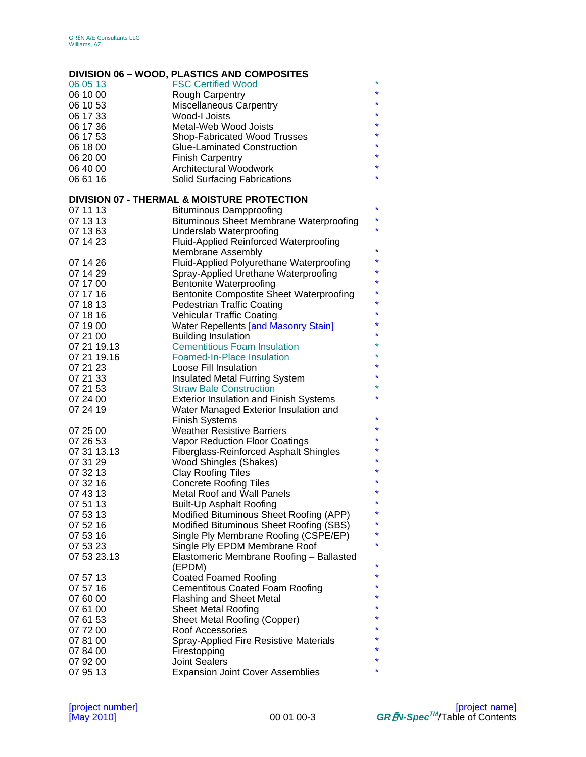## DIVISION 06 – WOOD, PLASTICS AND COMPOSITES

| | | |
|---|---|---|
| 06 05 13 | FSC Certified Wood | * |
| 06 10 00 | Rough Carpentry | * |
| 06 10 53 | Miscellaneous Carpentry | * |
| 06 17 33 | Wood-I Joists | * |
| 06 17 36 | Metal-Web Wood Joists | * |
| 06 17 53 | Shop-Fabricated Wood Trusses | * |
| 06 18 00 | Glue-Laminated Construction | * |
| 06 20 00 | Finish Carpentry | * |
| 06 40 00 | Architectural Woodwork | * |
| 06 61 16 | Solid Surfacing Fabrications | * |

## DIVISION 07 - THERMAL & MOISTURE PROTECTION

| | | |
|---|---|---|
| 07 11 13 | Bituminous Dampproofing | * |
| 07 13 13 | Bituminous Sheet Membrane Waterproofing | * |
| 07 13 63 | Underslab Waterproofing | * |
| 07 14 23 | Fluid-Applied Reinforced Waterproofing Membrane Assembly | * |
| 07 14 26 | Fluid-Applied Polyurethane Waterproofing | * |
| 07 14 29 | Spray-Applied Urethane Waterproofing | * |
| 07 17 00 | Bentonite Waterproofing | * |
| 07 17 16 | Bentonite Compostite Sheet Waterproofing | * |
| 07 18 13 | Pedestrian Traffic Coating | * |
| 07 18 16 | Vehicular Traffic Coating | * |
| 07 19 00 | Water Repellents [and Masonry Stain] | * |
| 07 21 00 | Building Insulation | * |
| 07 21 19.13 | Cementitious Foam Insulation | * |
| 07 21 19.16 | Foamed-In-Place Insulation | * |
| 07 21 23 | Loose Fill Insulation | * |
| 07 21 33 | Insulated Metal Furring System | * |
| 07 21 53 | Straw Bale Construction | * |
| 07 24 00 | Exterior Insulation and Finish Systems | * |
| 07 24 19 | Water Managed Exterior Insulation and Finish Systems | * |
| 07 25 00 | Weather Resistive Barriers | * |
| 07 26 53 | Vapor Reduction Floor Coatings | * |
| 07 31 13.13 | Fiberglass-Reinforced Asphalt Shingles | * |
| 07 31 29 | Wood Shingles (Shakes) | * |
| 07 32 13 | Clay Roofing Tiles | * |
| 07 32 16 | Concrete Roofing Tiles | * |
| 07 43 13 | Metal Roof and Wall Panels | * |
| 07 51 13 | Built-Up Asphalt Roofing | * |
| 07 53 13 | Modified Bituminous Sheet Roofing (APP) | * |
| 07 52 16 | Modified Bituminous Sheet Roofing (SBS) | * |
| 07 53 16 | Single Ply Membrane Roofing (CSPE/EP) | * |
| 07 53 23 | Single Ply EPDM Membrane Roof | * |
| 07 53 23.13 | Elastomeric Membrane Roofing – Ballasted (EPDM) | * |
| 07 57 13 | Coated Foamed Roofing | * |
| 07 57 16 | Cementitous Coated Foam Roofing | * |
| 07 60 00 | Flashing and Sheet Metal | * |
| 07 61 00 | Sheet Metal Roofing | * |
| 07 61 53 | Sheet Metal Roofing (Copper) | * |
| 07 72 00 | Roof Accessories | * |
| 07 81 00 | Spray-Applied Fire Resistive Materials | * |
| 07 84 00 | Firestopping | * |
| 07 92 00 | Joint Sealers | * |
| 07 95 13 | Expansion Joint Cover Assemblies | * |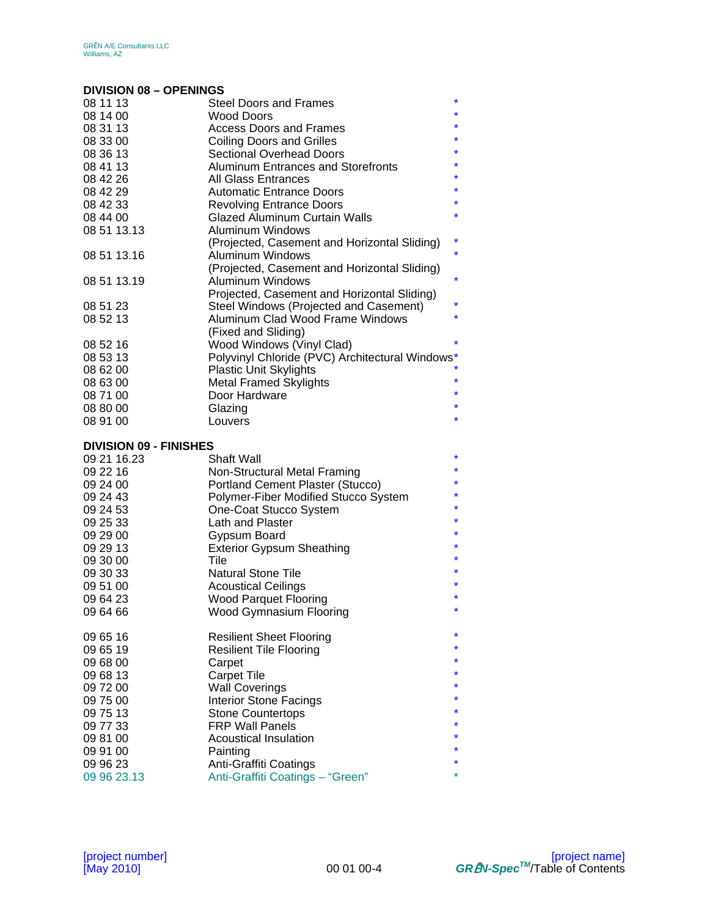## DIVISION 08 – OPENINGS

| | | |
|---|---|---|
| 08 11 13 | Steel Doors and Frames | * |
| 08 14 00 | Wood Doors | * |
| 08 31 13 | Access Doors and Frames | * |
| 08 33 00 | Coiling Doors and Grilles | * |
| 08 36 13 | Sectional Overhead Doors | * |
| 08 41 13 | Aluminum Entrances and Storefronts | * |
| 08 42 26 | All Glass Entrances | * |
| 08 42 29 | Automatic Entrance Doors | * |
| 08 42 33 | Revolving Entrance Doors | * |
| 08 44 00 | Glazed Aluminum Curtain Walls | * |
| 08 51 13.13 | Aluminum Windows (Projected, Casement and Horizontal Sliding) | * |
| 08 51 13.16 | Aluminum Windows (Projected, Casement and Horizontal Sliding) | * |
| 08 51 13.19 | Aluminum Windows Projected, Casement and Horizontal Sliding) | * |
| 08 51 23 | Steel Windows (Projected and Casement) | * |
| 08 52 13 | Aluminum Clad Wood Frame Windows (Fixed and Sliding) | * |
| 08 52 16 | Wood Windows (Vinyl Clad) | * |
| 08 53 13 | Polyvinyl Chloride (PVC) Architectural Windows | * |
| 08 62 00 | Plastic Unit Skylights | * |
| 08 63 00 | Metal Framed Skylights | * |
| 08 71 00 | Door Hardware | * |
| 08 80 00 | Glazing | * |
| 08 91 00 | Louvers | * |

## DIVISION 09 - FINISHES

| | | |
|---|---|---|
| 09 21 16.23 | Shaft Wall | * |
| 09 22 16 | Non-Structural Metal Framing | * |
| 09 24 00 | Portland Cement Plaster (Stucco) | * |
| 09 24 43 | Polymer-Fiber Modified Stucco System | * |
| 09 24 53 | One-Coat Stucco System | * |
| 09 25 33 | Lath and Plaster | * |
| 09 29 00 | Gypsum Board | * |
| 09 29 13 | Exterior Gypsum Sheathing | * |
| 09 30 00 | Tile | * |
| 09 30 33 | Natural Stone Tile | * |
| 09 51 00 | Acoustical Ceilings | * |
| 09 64 23 | Wood Parquet Flooring | * |
| 09 64 66 | Wood Gymnasium Flooring | * |
| 09 65 16 | Resilient Sheet Flooring | * |
| 09 65 19 | Resilient Tile Flooring | * |
| 09 68 00 | Carpet | * |
| 09 68 13 | Carpet Tile | * |
| 09 72 00 | Wall Coverings | * |
| 09 75 00 | Interior Stone Facings | * |
| 09 75 13 | Stone Countertops | * |
| 09 77 33 | FRP Wall Panels | * |
| 09 81 00 | Acoustical Insulation | * |
| 09 91 00 | Painting | * |
| 09 96 23 | Anti-Graffiti Coatings | * |
| 09 96 23.13 | Anti-Graffiti Coatings – “Green” | * |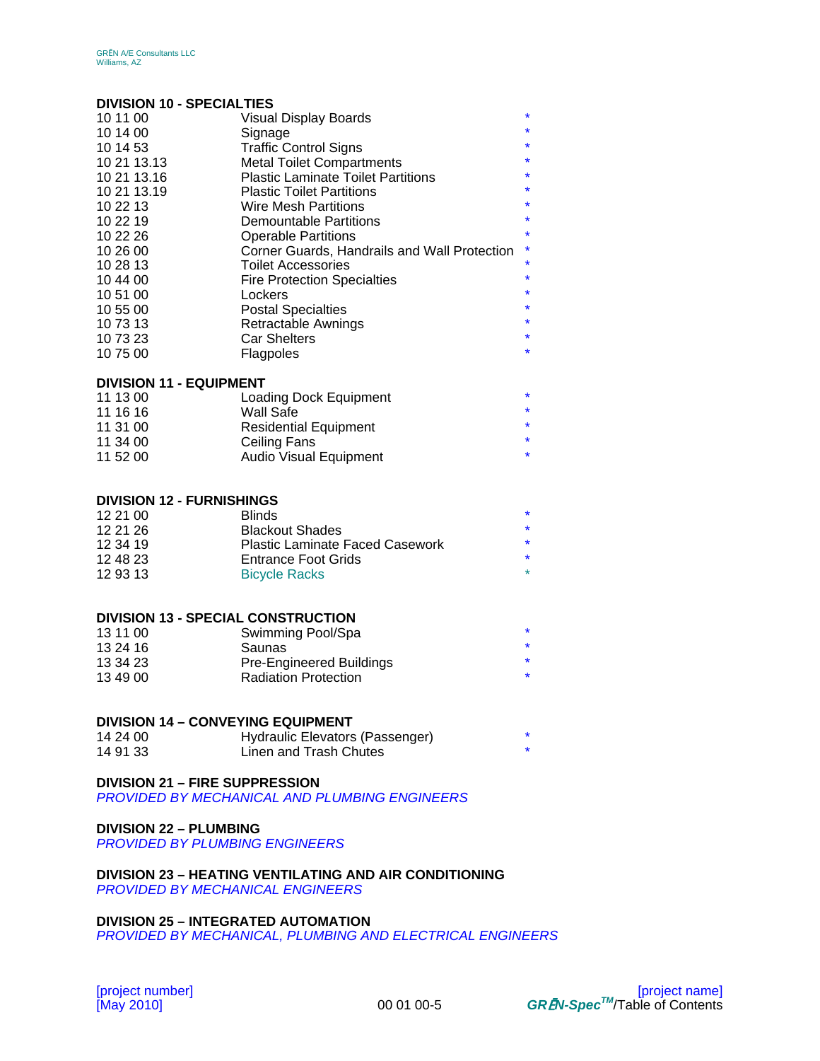**DIVISION 10 - SPECIALTIES**

| | | |
|---|---|---|
| 10 11 00 | Visual Display Boards | * |
| 10 14 00 | Signage | * |
| 10 14 53 | Traffic Control Signs | * |
| 10 21 13.13 | Metal Toilet Compartments | * |
| 10 21 13.16 | Plastic Laminate Toilet Partitions | * |
| 10 21 13.19 | Plastic Toilet Partitions | * |
| 10 22 13 | Wire Mesh Partitions | * |
| 10 22 19 | Demountable Partitions | * |
| 10 22 26 | Operable Partitions | * |
| 10 26 00 | Corner Guards, Handrails and Wall Protection | * |
| 10 28 13 | Toilet Accessories | * |
| 10 44 00 | Fire Protection Specialties | * |
| 10 51 00 | Lockers | * |
| 10 55 00 | Postal Specialties | * |
| 10 73 13 | Retractable Awnings | * |
| 10 73 23 | Car Shelters | * |
| 10 75 00 | Flagpoles | * |

**DIVISION 11 - EQUIPMENT**

| | | |
|---|---|---|
| 11 13 00 | Loading Dock Equipment | * |
| 11 16 16 | Wall Safe | * |
| 11 31 00 | Residential Equipment | * |
| 11 34 00 | Ceiling Fans | * |
| 11 52 00 | Audio Visual Equipment | * |

**DIVISION 12 - FURNISHINGS**

| | | |
|---|---|---|
| 12 21 00 | Blinds | * |
| 12 21 26 | Blackout Shades | * |
| 12 34 19 | Plastic Laminate Faced Casework | * |
| 12 48 23 | Entrance Foot Grids | * |
| 12 93 13 | Bicycle Racks | * |

**DIVISION 13 - SPECIAL CONSTRUCTION**

| | | |
|---|---|---|
| 13 11 00 | Swimming Pool/Spa | * |
| 13 24 16 | Saunas | * |
| 13 34 23 | Pre-Engineered Buildings | * |
| 13 49 00 | Radiation Protection | * |

**DIVISION 14 – CONVEYING EQUIPMENT**

| | | |
|---|---|---|
| 14 24 00 | Hydraulic Elevators (Passenger) | * |
| 14 91 33 | Linen and Trash Chutes | * |

**DIVISION 21 – FIRE SUPPRESSION**
*PROVIDED BY MECHANICAL AND PLUMBING ENGINEERS*

**DIVISION 22 – PLUMBING**
*PROVIDED BY PLUMBING ENGINEERS*

**DIVISION 23 – HEATING VENTILATING AND AIR CONDITIONING**
*PROVIDED BY MECHANICAL ENGINEERS*

**DIVISION 25 – INTEGRATED AUTOMATION**
*PROVIDED BY MECHANICAL, PLUMBING AND ELECTRICAL ENGINEERS*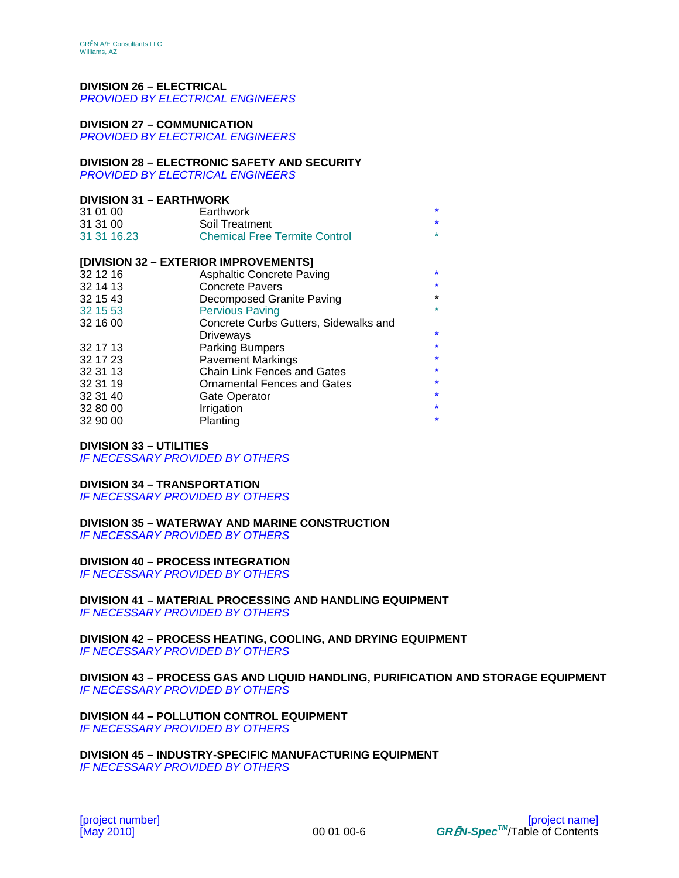**DIVISION 26 – ELECTRICAL**
*PROVIDED BY ELECTRICAL ENGINEERS*

**DIVISION 27 – COMMUNICATION**
*PROVIDED BY ELECTRICAL ENGINEERS*

**DIVISION 28 – ELECTRONIC SAFETY AND SECURITY**
*PROVIDED BY ELECTRICAL ENGINEERS*

**DIVISION 31 – EARTHWORK**

| | | |
|---|---|---|
| 31 01 00 | Earthwork | * |
| 31 31 00 | Soil Treatment | * |
| 31 31 16.23 | Chemical Free Termite Control | * |

**[DIVISION 32 – EXTERIOR IMPROVEMENTS]**

| | | |
|---|---|---|
| 32 12 16 | Asphaltic Concrete Paving | * |
| 32 14 13 | Concrete Pavers | * |
| 32 15 43 | Decomposed Granite Paving | * |
| 32 15 53 | Pervious Paving | * |
| 32 16 00 | Concrete Curbs Gutters, Sidewalks and Driveways | * |
| 32 17 13 | Parking Bumpers | * |
| 32 17 23 | Pavement Markings | * |
| 32 31 13 | Chain Link Fences and Gates | * |
| 32 31 19 | Ornamental Fences and Gates | * |
| 32 31 40 | Gate Operator | * |
| 32 80 00 | Irrigation | * |
| 32 90 00 | Planting | * |

**DIVISION 33 – UTILITIES**
*IF NECESSARY PROVIDED BY OTHERS*

**DIVISION 34 – TRANSPORTATION**
*IF NECESSARY PROVIDED BY OTHERS*

**DIVISION 35 – WATERWAY AND MARINE CONSTRUCTION**
*IF NECESSARY PROVIDED BY OTHERS*

**DIVISION 40 – PROCESS INTEGRATION**
*IF NECESSARY PROVIDED BY OTHERS*

**DIVISION 41 – MATERIAL PROCESSING AND HANDLING EQUIPMENT**
*IF NECESSARY PROVIDED BY OTHERS*

**DIVISION 42 – PROCESS HEATING, COOLING, AND DRYING EQUIPMENT**
*IF NECESSARY PROVIDED BY OTHERS*

**DIVISION 43 – PROCESS GAS AND LIQUID HANDLING, PURIFICATION AND STORAGE EQUIPMENT**
*IF NECESSARY PROVIDED BY OTHERS*

**DIVISION 44 – POLLUTION CONTROL EQUIPMENT**
*IF NECESSARY PROVIDED BY OTHERS*

**DIVISION 45 – INDUSTRY-SPECIFIC MANUFACTURING EQUIPMENT**
*IF NECESSARY PROVIDED BY OTHERS*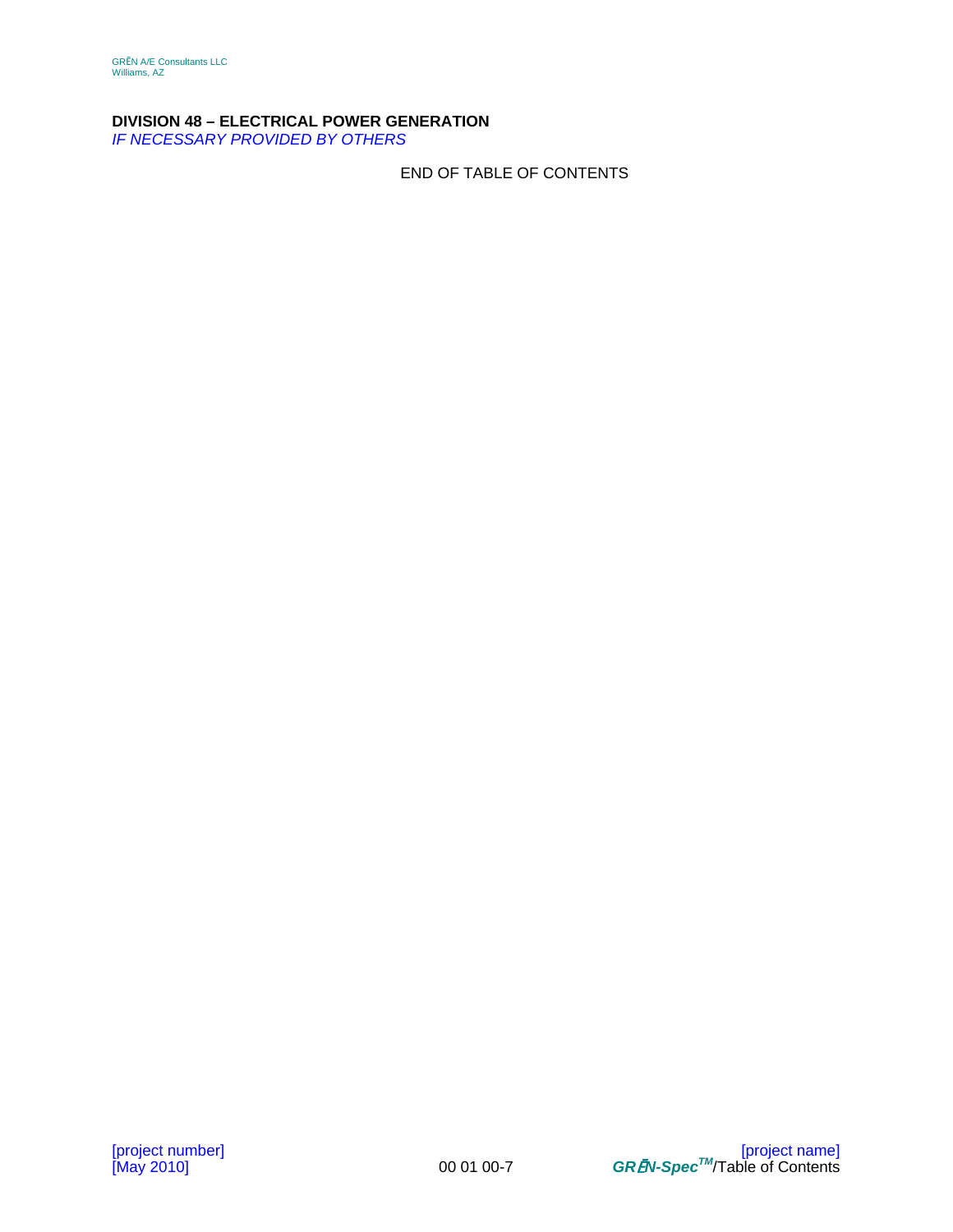**DIVISION 48 – ELECTRICAL POWER GENERATION**
*IF NECESSARY PROVIDED BY OTHERS*

END OF TABLE OF CONTENTS